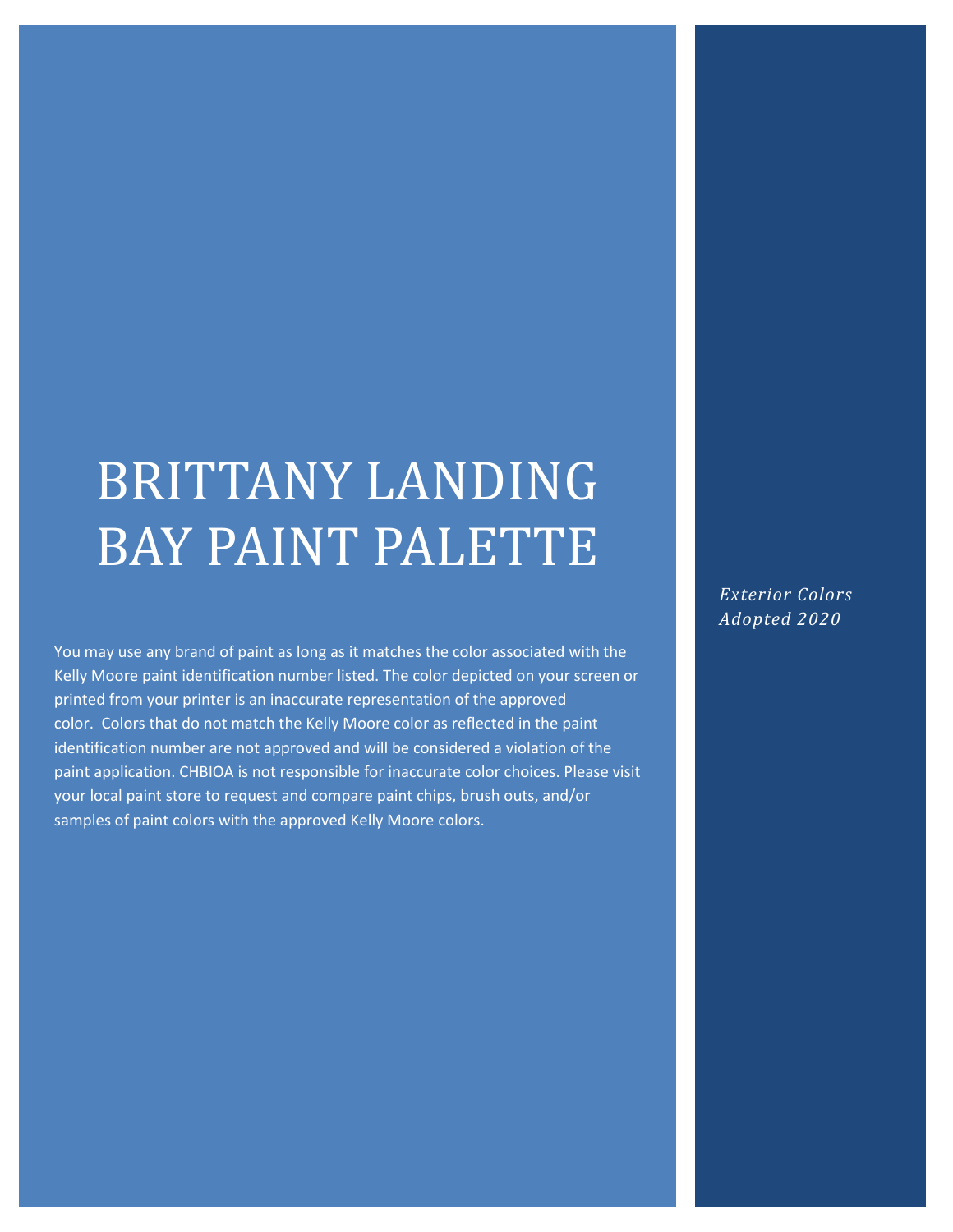# BRITTANY LANDING BAY PAINT PALETTE

*Exterior Colors Adopted 2020*

You may use any brand of paint as long as it matches the color associated with the Kelly Moore paint identification number listed. The color depicted on your screen or printed from your printer is an inaccurate representation of the approved color. Colors that do not match the Kelly Moore color as reflected in the paint identification number are not approved and will be considered a violation of the paint application. CHBIOA is not responsible for inaccurate color choices. Please visit your local paint store to request and compare paint chips, brush outs, and/or samples of paint colors with the approved Kelly Moore colors.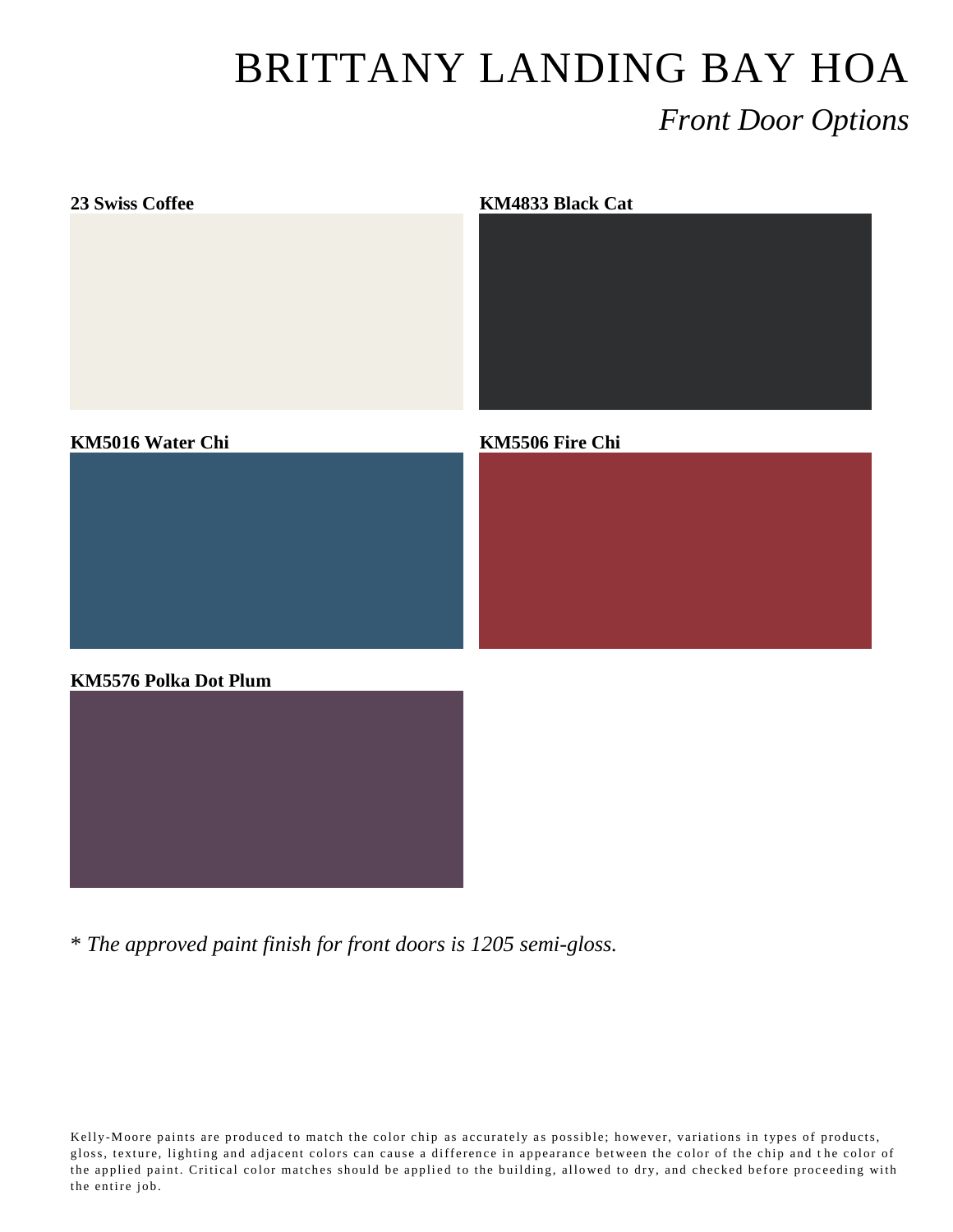# BRITTANY LANDING BAY HOA

## *Front Door Options*

**23 Swiss Coffee**

**KM4833 Black Cat**

**KM5016 Water Chi**

**KM5506 Fire Chi**

**KM5576 Polka Dot Plum**

*\* The approved paint finish for front doors is 1205 semi-gloss.*

Kelly-Moore paints are produced to match the color chip as accurately as possible; however, variations in types of products, gloss, texture, lighting and adjacent colors can cause a difference in appearance between the color of the chip and the color of the applied paint. Critical color matches should be applied to the building, allowed to dry, and checked before proceeding with the entire job.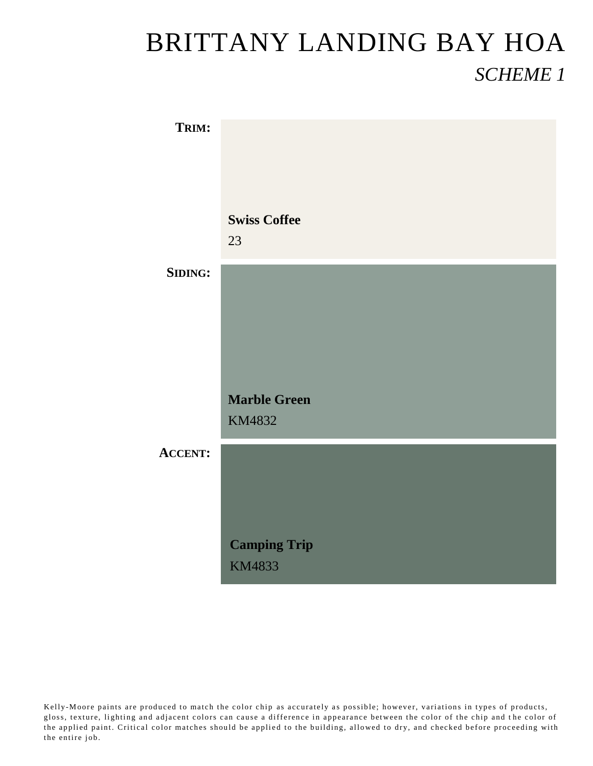# BRITTANY LANDING BAY HOA

## *SCHEME 1*

**TRIM:**

**Swiss Coffee**

23

**SIDING:**

**Marble Green**

KM4832

**ACCENT:**

**Camping Trip**

KM4833

Kelly-Moore paints are produced to match the color chip as accurately as possible; however, variations in types of products, gloss, texture, lighting and adjacent colors can cause a difference in appearance between the color of the chip and the color of the applied paint. Critical color matches should be applied to the building, allowed to dry, and checked before proceeding with the entire job.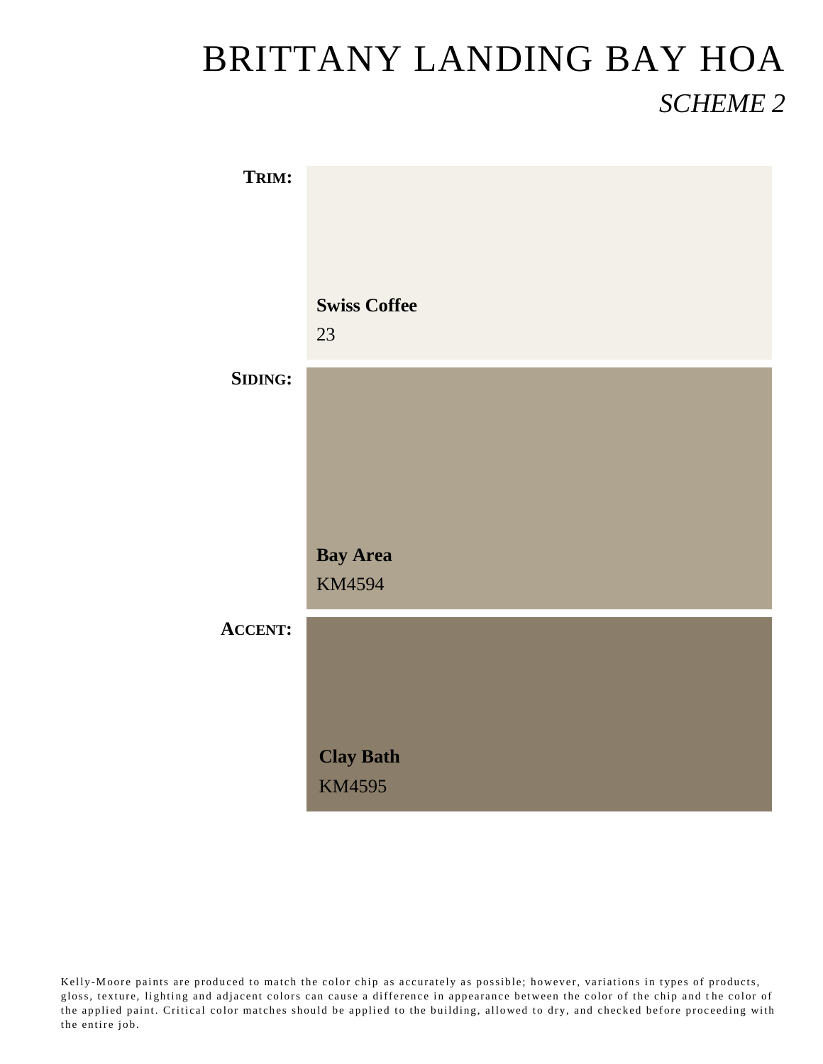# BRITTANY LANDING BAY HOA

*SCHEME 2*

**TRIM:**

**Swiss Coffee**

23

**SIDING:**

**Bay Area**

KM4594

**ACCENT:**

**Clay Bath**

KM4595

Kelly-Moore paints are produced to match the color chip as accurately as possible; however, variations in types of products, gloss, texture, lighting and adjacent colors can cause a difference in appearance between the color of the chip and the color of the applied paint. Critical color matches should be applied to the building, allowed to dry, and checked before proceeding with the entire job.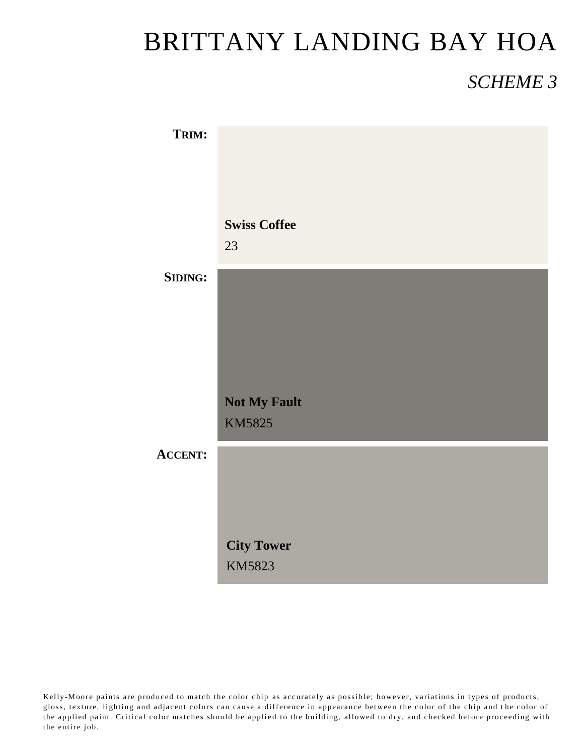# BRITTANY LANDING BAY HOA

## *SCHEME 3*

**TRIM:**

**Swiss Coffee**

23

**SIDING:**

**Not My Fault**

KM5825

**ACCENT:**

**City Tower**

KM5823

Kelly-Moore paints are produced to match the color chip as accurately as possible; however, variations in types of products, gloss, texture, lighting and adjacent colors can cause a difference in appearance between the color of the chip and the color of the applied paint. Critical color matches should be applied to the building, allowed to dry, and checked before proceeding with the entire job.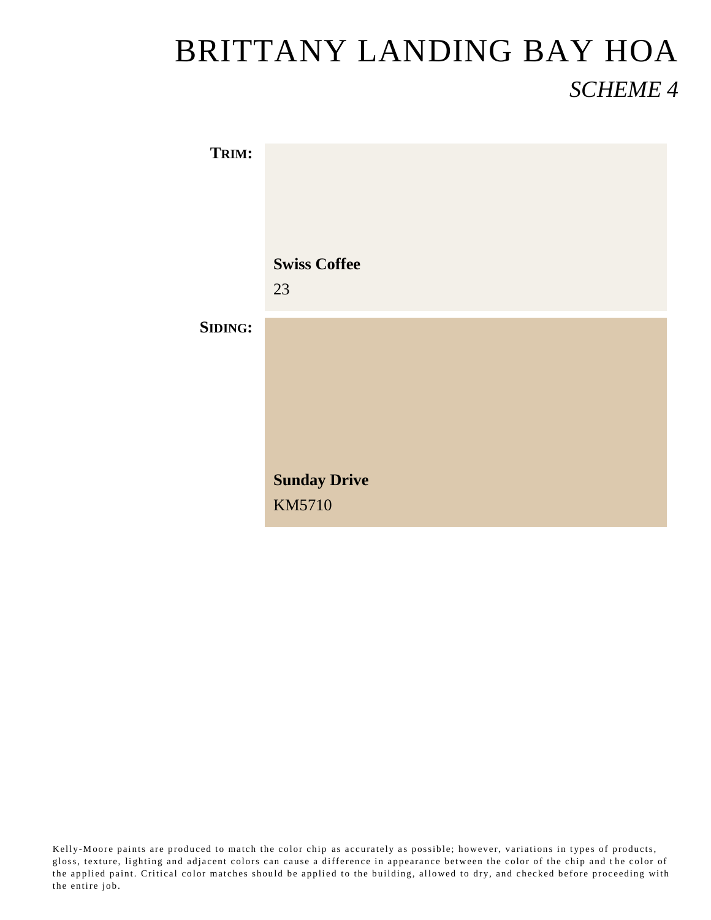# BRITTANY LANDING BAY HOA

## *SCHEME 4*

**TRIM:**

**Swiss Coffee**
23

**SIDING:**

**Sunday Drive**
KM5710

Kelly-Moore paints are produced to match the color chip as accurately as possible; however, variations in types of products, gloss, texture, lighting and adjacent colors can cause a difference in appearance between the color of the chip and the color of the applied paint. Critical color matches should be applied to the building, allowed to dry, and checked before proceeding with the entire job.